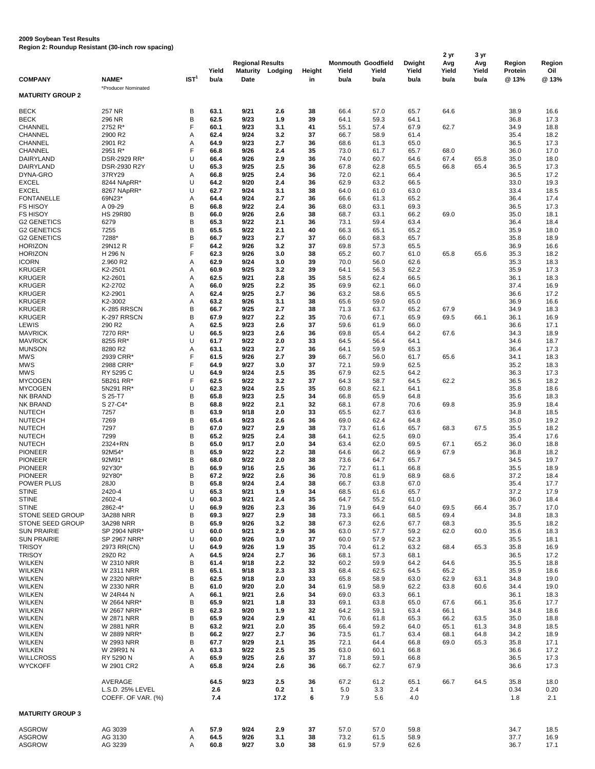**2009 Soybean Test Results**
**Region 2: Roundup Resistant (30-inch row spacing)**

| COMPANY | NAME* | IST[1] | Yield bu/a | Regional Results Maturity Date | Lodging | Height in | Monmouth Yield bu/a | Goodfield Yield bu/a | Dwight Yield bu/a | 2 yr Avg Yield bu/a | 3 yr Avg Yield bu/a | Region Protein @ 13% | Region Oil @ 13% |
|---|---|---|---|---|---|---|---|---|---|---|---|---|---|
| | *Producer Nominated | | | | | | | | | | | | |
| **MATURITY GROUP 2** | | | | | | | | | | | | | |
| BECK | 257 NR | B | 63.1 | 9/21 | 2.6 | 38 | 66.4 | 57.0 | 65.7 | 64.6 | | 38.9 | 16.6 |
| BECK | 296 NR | B | 62.5 | 9/23 | 1.9 | 39 | 64.1 | 59.3 | 64.1 | | | 36.8 | 17.3 |
| CHANNEL | 2752 R* | F | 60.1 | 9/23 | 3.1 | 41 | 55.1 | 57.4 | 67.9 | 62.7 | | 34.9 | 18.8 |
| CHANNEL | 2900 R2 | A | 62.4 | 9/24 | 3.2 | 37 | 66.7 | 58.9 | 61.4 | | | 35.4 | 18.2 |
| CHANNEL | 2901 R2 | A | 64.9 | 9/23 | 2.7 | 36 | 68.6 | 61.3 | 65.0 | | | 36.5 | 17.3 |
| CHANNEL | 2951 R* | F | 66.8 | 9/26 | 2.4 | 35 | 73.0 | 61.7 | 65.7 | 68.0 | | 36.0 | 17.0 |
| DAIRYLAND | DSR-2929 RR* | U | 66.4 | 9/26 | 2.9 | 36 | 74.0 | 60.7 | 64.6 | 67.4 | 65.8 | 35.0 | 18.0 |
| DAIRYLAND | DSR-2930 R2Y | U | 65.3 | 9/25 | 2.5 | 36 | 67.8 | 62.8 | 65.5 | 66.8 | 65.4 | 36.5 | 17.3 |
| DYNA-GRO | 37RY29 | A | 66.8 | 9/25 | 2.4 | 36 | 72.0 | 62.1 | 66.4 | | | 36.5 | 17.2 |
| EXCEL | 8244 NApRR* | U | 64.2 | 9/20 | 2.4 | 36 | 62.9 | 63.2 | 66.5 | | | 33.0 | 19.3 |
| EXCEL | 8267 NApRR* | U | 62.7 | 9/24 | 3.1 | 38 | 64.0 | 61.0 | 63.0 | | | 33.4 | 18.5 |
| FONTANELLE | 69N23* | A | 64.4 | 9/24 | 2.7 | 36 | 66.6 | 61.3 | 65.2 | | | 36.4 | 17.4 |
| FS HISOY | A 09-29 | B | 66.8 | 9/22 | 2.4 | 36 | 68.0 | 63.1 | 69.3 | | | 36.5 | 17.3 |
| FS HISOY | HS 29R80 | B | 66.0 | 9/26 | 2.6 | 38 | 68.7 | 63.1 | 66.2 | 69.0 | | 35.0 | 18.1 |
| G2 GENETICS | 6279 | B | 65.3 | 9/22 | 2.1 | 36 | 73.1 | 59.4 | 63.4 | | | 36.4 | 18.4 |
| G2 GENETICS | 7255 | B | 65.5 | 9/22 | 2.1 | 40 | 66.3 | 65.1 | 65.2 | | | 35.9 | 18.0 |
| G2 GENETICS | 7288* | B | 66.7 | 9/23 | 2.7 | 37 | 66.0 | 68.3 | 65.7 | | | 35.8 | 18.9 |
| HORIZON | 29N12 R | F | 64.2 | 9/26 | 3.2 | 37 | 69.8 | 57.3 | 65.5 | | | 36.9 | 16.6 |
| HORIZON | H 296 N | F | 62.3 | 9/26 | 3.0 | 38 | 65.2 | 60.7 | 61.0 | 65.8 | 65.6 | 35.3 | 18.2 |
| ICORN | 2.960 R2 | A | 62.9 | 9/24 | 3.0 | 39 | 70.0 | 56.0 | 62.6 | | | 35.3 | 18.3 |
| KRUGER | K2-2501 | A | 60.9 | 9/25 | 3.2 | 39 | 64.1 | 56.3 | 62.2 | | | 35.9 | 17.3 |
| KRUGER | K2-2601 | A | 62.5 | 9/21 | 2.8 | 35 | 58.5 | 62.4 | 66.5 | | | 36.1 | 18.3 |
| KRUGER | K2-2702 | A | 66.0 | 9/25 | 2.2 | 35 | 69.9 | 62.1 | 66.0 | | | 37.4 | 16.9 |
| KRUGER | K2-2901 | A | 62.4 | 9/25 | 2.7 | 36 | 63.2 | 58.6 | 65.5 | | | 36.6 | 17.2 |
| KRUGER | K2-3002 | A | 63.2 | 9/26 | 3.1 | 38 | 65.6 | 59.0 | 65.0 | | | 36.9 | 16.6 |
| KRUGER | K-285 RRSCN | B | 66.7 | 9/25 | 2.7 | 38 | 71.3 | 63.7 | 65.2 | 67.9 | | 34.9 | 18.3 |
| KRUGER | K-297 RRSCN | B | 67.9 | 9/27 | 2.2 | 35 | 70.6 | 67.1 | 65.9 | 69.5 | 66.1 | 36.1 | 16.9 |
| LEWIS | 290 R2 | A | 62.5 | 9/23 | 2.6 | 37 | 59.6 | 61.9 | 66.0 | | | 36.6 | 17.1 |
| MAVRICK | 7270 RR* | U | 66.5 | 9/23 | 2.6 | 36 | 69.8 | 65.4 | 64.2 | 67.6 | | 34.3 | 18.9 |
| MAVRICK | 8255 RR* | U | 61.7 | 9/22 | 2.0 | 33 | 64.5 | 56.4 | 64.1 | | | 34.6 | 18.7 |
| MUNSON | 8280 R2 | A | 63.1 | 9/23 | 2.7 | 36 | 64.1 | 59.9 | 65.3 | | | 36.4 | 17.3 |
| MWS | 2939 CRR* | F | 61.5 | 9/26 | 2.7 | 39 | 66.7 | 56.0 | 61.7 | 65.6 | | 34.1 | 18.3 |
| MWS | 2988 CRR* | F | 64.9 | 9/27 | 3.0 | 37 | 72.1 | 59.9 | 62.5 | | | 35.2 | 18.3 |
| MWS | RY 5295 C | U | 64.9 | 9/24 | 2.5 | 35 | 67.9 | 62.5 | 64.2 | | | 36.3 | 17.3 |
| MYCOGEN | 5B261 RR* | F | 62.5 | 9/22 | 3.2 | 37 | 64.3 | 58.7 | 64.5 | 62.2 | | 36.5 | 18.2 |
| MYCOGEN | 5N291 RR* | U | 62.3 | 9/24 | 2.5 | 35 | 60.8 | 62.1 | 64.1 | | | 35.8 | 18.6 |
| NK BRAND | S 25-T7 | B | 65.8 | 9/23 | 2.5 | 34 | 66.8 | 65.9 | 64.8 | | | 35.6 | 18.3 |
| NK BRAND | S 27-C4* | B | 68.8 | 9/22 | 2.1 | 32 | 68.1 | 67.8 | 70.6 | 69.8 | | 35.9 | 18.4 |
| NUTECH | 7257 | B | 63.9 | 9/18 | 2.0 | 33 | 65.5 | 62.7 | 63.6 | | | 34.8 | 18.5 |
| NUTECH | 7269 | B | 65.4 | 9/23 | 2.6 | 36 | 69.0 | 62.4 | 64.8 | | | 35.0 | 19.2 |
| NUTECH | 7297 | B | 67.0 | 9/27 | 2.9 | 38 | 73.7 | 61.6 | 65.7 | 68.3 | 67.5 | 35.5 | 18.2 |
| NUTECH | 7299 | B | 65.2 | 9/25 | 2.4 | 38 | 64.1 | 62.5 | 69.0 | | | 35.4 | 17.6 |
| NUTECH | 2324+RN | B | 65.0 | 9/17 | 2.0 | 34 | 63.4 | 62.0 | 69.5 | 67.1 | 65.2 | 36.0 | 18.8 |
| PIONEER | 92M54* | B | 65.9 | 9/22 | 2.2 | 38 | 64.6 | 66.2 | 66.9 | 67.9 | | 36.8 | 18.2 |
| PIONEER | 92M91* | B | 68.0 | 9/22 | 2.0 | 38 | 73.6 | 64.7 | 65.7 | | | 34.5 | 19.7 |
| PIONEER | 92Y30* | B | 66.9 | 9/16 | 2.5 | 36 | 72.7 | 61.1 | 66.8 | | | 35.5 | 18.9 |
| PIONEER | 92Y80* | B | 67.2 | 9/22 | 2.6 | 36 | 70.8 | 61.9 | 68.9 | 68.6 | | 37.2 | 18.4 |
| POWER PLUS | 28J0 | B | 65.8 | 9/24 | 2.4 | 38 | 66.7 | 63.8 | 67.0 | | | 35.4 | 17.7 |
| STINE | 2420-4 | U | 65.3 | 9/21 | 1.9 | 34 | 68.5 | 61.6 | 65.7 | | | 37.2 | 17.9 |
| STINE | 2602-4 | U | 60.3 | 9/21 | 2.4 | 35 | 64.7 | 55.2 | 61.0 | | | 36.0 | 18.4 |
| STINE | 2862-4* | U | 66.9 | 9/26 | 2.3 | 36 | 71.9 | 64.9 | 64.0 | 69.5 | 66.4 | 35.7 | 17.0 |
| STONE SEED GROUP | 3A288 NRR | B | 69.3 | 9/27 | 2.9 | 38 | 73.3 | 66.1 | 68.5 | 69.4 | | 34.8 | 18.3 |
| STONE SEED GROUP | 3A298 NRR | B | 65.9 | 9/26 | 3.2 | 38 | 67.3 | 62.6 | 67.7 | 68.3 | | 35.5 | 18.2 |
| SUN PRAIRIE | SP 2904 NRR* | U | 60.0 | 9/21 | 2.9 | 36 | 63.0 | 57.7 | 59.2 | 62.0 | 60.0 | 35.6 | 18.3 |
| SUN PRAIRIE | SP 2967 NRR* | U | 60.0 | 9/26 | 3.0 | 37 | 60.0 | 57.9 | 62.3 | | | 35.5 | 18.1 |
| TRISOY | 2973 RR(CN) | U | 64.9 | 9/26 | 1.9 | 35 | 70.4 | 61.2 | 63.2 | 68.4 | 65.3 | 35.8 | 16.9 |
| TRISOY | 29Z0 R2 | A | 64.5 | 9/24 | 2.7 | 36 | 68.1 | 57.3 | 68.1 | | | 36.5 | 17.2 |
| WILKEN | W 2310 NRR | B | 61.4 | 9/18 | 2.2 | 32 | 60.2 | 59.9 | 64.2 | 64.6 | | 35.5 | 18.8 |
| WILKEN | W 2311 NRR | B | 65.1 | 9/18 | 2.3 | 33 | 68.4 | 62.5 | 64.5 | 65.2 | | 35.9 | 18.6 |
| WILKEN | W 2320 NRR* | B | 62.5 | 9/18 | 2.0 | 33 | 65.8 | 58.9 | 63.0 | 62.9 | 63.1 | 34.8 | 19.0 |
| WILKEN | W 2330 NRR | B | 61.0 | 9/20 | 2.0 | 34 | 61.9 | 58.9 | 62.2 | 63.8 | 60.6 | 34.4 | 19.0 |
| WILKEN | W 24R44 N | A | 66.1 | 9/21 | 2.6 | 34 | 69.0 | 63.3 | 66.1 | | | 36.1 | 18.3 |
| WILKEN | W 2664 NRR* | B | 65.9 | 9/21 | 1.8 | 33 | 69.1 | 63.8 | 65.0 | 67.6 | 66.1 | 35.6 | 17.7 |
| WILKEN | W 2667 NRR* | B | 62.3 | 9/20 | 1.9 | 32 | 64.2 | 59.1 | 63.4 | 66.1 | | 34.8 | 18.6 |
| WILKEN | W 2871 NRR | B | 65.9 | 9/24 | 2.9 | 41 | 70.6 | 61.8 | 65.3 | 66.2 | 63.5 | 35.0 | 18.8 |
| WILKEN | W 2881 NRR | B | 63.2 | 9/21 | 2.0 | 35 | 66.4 | 59.2 | 64.0 | 65.1 | 61.3 | 34.8 | 18.5 |
| WILKEN | W 2889 NRR* | B | 66.2 | 9/27 | 2.7 | 36 | 73.5 | 61.7 | 63.4 | 68.1 | 64.8 | 34.2 | 18.9 |
| WILKEN | W 2993 NRR | B | 67.7 | 9/29 | 2.1 | 35 | 72.1 | 64.4 | 66.8 | 69.0 | 65.3 | 35.8 | 17.1 |
| WILKEN | W 29R91 N | A | 63.3 | 9/22 | 2.5 | 35 | 63.0 | 60.1 | 66.8 | | | 36.6 | 17.2 |
| WILLCROSS | RY 5290 N | A | 65.9 | 9/25 | 2.6 | 37 | 71.8 | 59.1 | 66.8 | | | 36.5 | 17.3 |
| WYCKOFF | W 2901 CR2 | A | 65.8 | 9/24 | 2.6 | 36 | 66.7 | 62.7 | 67.9 | | | 36.6 | 17.3 |
| | AVERAGE | | 64.5 | 9/23 | 2.5 | 36 | 67.2 | 61.2 | 65.1 | 66.7 | 64.5 | 35.8 | 18.0 |
| | L.S.D. 25% LEVEL | | 2.6 | | 0.2 | 1 | 5.0 | 3.3 | 2.4 | | | 0.34 | 0.20 |
| | COEFF. OF VAR. (%) | | 7.4 | | 17.2 | 6 | 7.9 | 5.6 | 4.0 | | | 1.8 | 2.1 |
| **MATURITY GROUP 3** | | | | | | | | | | | | | |
| ASGROW | AG 3039 | A | 57.9 | 9/24 | 2.9 | 37 | 57.0 | 57.0 | 59.8 | | | 34.7 | 18.5 |
| ASGROW | AG 3130 | A | 64.5 | 9/26 | 3.1 | 38 | 73.2 | 61.5 | 58.9 | | | 37.7 | 16.9 |
| ASGROW | AG 3239 | A | 60.8 | 9/27 | 3.0 | 38 | 61.9 | 57.9 | 62.6 | | | 36.7 | 17.1 |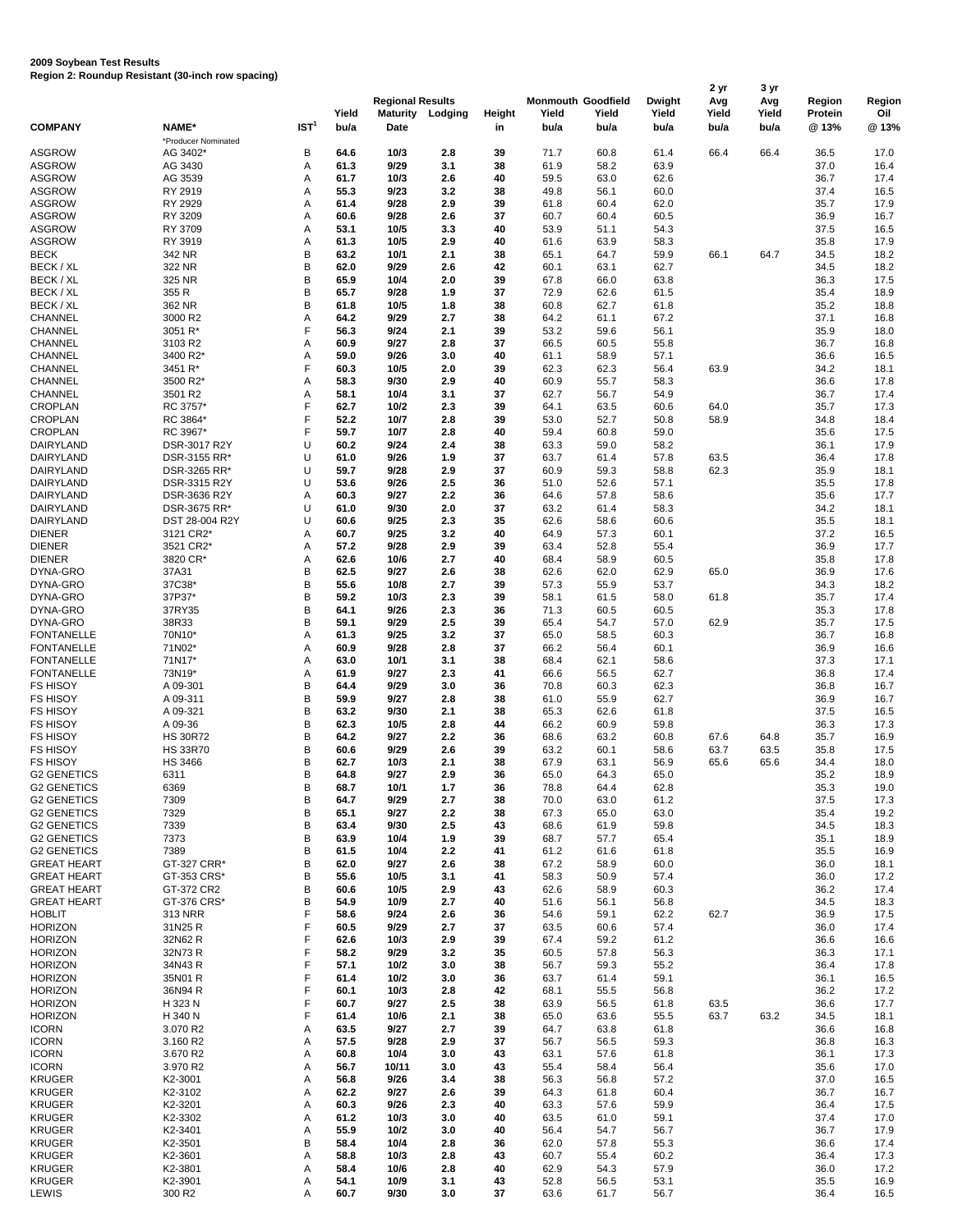**2009 Soybean Test Results**
**Region 2: Roundup Resistant (30-inch row spacing)**

| COMPANY | NAME* | IST[1] | Regional Results Yield bu/a | Maturity Date | Lodging | Height in | Monmouth Yield bu/a | Goodfield Yield bu/a | Dwight Yield bu/a | 2 yr Avg Yield bu/a | 3 yr Avg Yield bu/a | Region Protein @ 13% | Region Oil @ 13% |
|---|---|---|---|---|---|---|---|---|---|---|---|---|---|
| | *Producer Nominated | | | | | | | | | | | | |
| ASGROW | AG 3402* | B | 64.6 | 10/3 | 2.8 | 39 | 71.7 | 60.8 | 61.4 | 66.4 | 66.4 | 36.5 | 17.0 |
| ASGROW | AG 3430 | A | 61.3 | 9/29 | 3.1 | 38 | 61.9 | 58.2 | 63.9 | | | 37.0 | 16.4 |
| ASGROW | AG 3539 | A | 61.7 | 10/3 | 2.6 | 40 | 59.5 | 63.0 | 62.6 | | | 36.7 | 17.4 |
| ASGROW | RY 2919 | A | 55.3 | 9/23 | 3.2 | 38 | 49.8 | 56.1 | 60.0 | | | 37.4 | 16.5 |
| ASGROW | RY 2929 | A | 61.4 | 9/28 | 2.9 | 39 | 61.8 | 60.4 | 62.0 | | | 35.7 | 17.9 |
| ASGROW | RY 3209 | A | 60.6 | 9/28 | 2.6 | 37 | 60.7 | 60.4 | 60.5 | | | 36.9 | 16.7 |
| ASGROW | RY 3709 | A | 53.1 | 10/5 | 3.3 | 40 | 53.9 | 51.1 | 54.3 | | | 37.5 | 16.5 |
| ASGROW | RY 3919 | A | 61.3 | 10/5 | 2.9 | 40 | 61.6 | 63.9 | 58.3 | | | 35.8 | 17.9 |
| BECK | 342 NR | B | 63.2 | 10/1 | 2.1 | 38 | 65.1 | 64.7 | 59.9 | 66.1 | 64.7 | 34.5 | 18.2 |
| BECK / XL | 322 NR | B | 62.0 | 9/29 | 2.6 | 42 | 60.1 | 63.1 | 62.7 | | | 34.5 | 18.2 |
| BECK / XL | 325 NR | B | 65.9 | 10/4 | 2.0 | 39 | 67.8 | 66.0 | 63.8 | | | 36.3 | 17.5 |
| BECK / XL | 355 R | B | 65.7 | 9/28 | 1.9 | 37 | 72.9 | 62.6 | 61.5 | | | 35.4 | 18.9 |
| BECK / XL | 362 NR | B | 61.8 | 10/5 | 1.8 | 38 | 60.8 | 62.7 | 61.8 | | | 35.2 | 18.8 |
| CHANNEL | 3000 R2 | A | 64.2 | 9/29 | 2.7 | 38 | 64.2 | 61.1 | 67.2 | | | 37.1 | 16.8 |
| CHANNEL | 3051 R* | F | 56.3 | 9/24 | 2.1 | 39 | 53.2 | 59.6 | 56.1 | | | 35.9 | 18.0 |
| CHANNEL | 3103 R2 | A | 60.9 | 9/27 | 2.8 | 37 | 66.5 | 60.5 | 55.8 | | | 36.7 | 16.8 |
| CHANNEL | 3400 R2* | A | 59.0 | 9/26 | 3.0 | 40 | 61.1 | 58.9 | 57.1 | | | 36.6 | 16.5 |
| CHANNEL | 3451 R* | F | 60.3 | 10/5 | 2.0 | 39 | 62.3 | 62.3 | 56.4 | 63.9 | | 34.2 | 18.1 |
| CHANNEL | 3500 R2* | A | 58.3 | 9/30 | 2.9 | 40 | 60.9 | 55.7 | 58.3 | | | 36.6 | 17.8 |
| CHANNEL | 3501 R2 | A | 58.1 | 10/4 | 3.1 | 37 | 62.7 | 56.7 | 54.9 | | | 36.7 | 17.4 |
| CROPLAN | RC 3757* | F | 62.7 | 10/2 | 2.3 | 39 | 64.1 | 63.5 | 60.6 | 64.0 | | 35.7 | 17.3 |
| CROPLAN | RC 3864* | F | 52.2 | 10/7 | 2.8 | 39 | 53.0 | 52.7 | 50.8 | 58.9 | | 34.8 | 18.4 |
| CROPLAN | RC 3967* | F | 59.7 | 10/7 | 2.8 | 40 | 59.4 | 60.8 | 59.0 | | | 35.6 | 17.5 |
| DAIRYLAND | DSR-3017 R2Y | U | 60.2 | 9/24 | 2.4 | 38 | 63.3 | 59.0 | 58.2 | | | 36.1 | 17.9 |
| DAIRYLAND | DSR-3155 RR* | U | 61.0 | 9/26 | 1.9 | 37 | 63.7 | 61.4 | 57.8 | 63.5 | | 36.4 | 17.8 |
| DAIRYLAND | DSR-3265 RR* | U | 59.7 | 9/28 | 2.9 | 37 | 60.9 | 59.3 | 58.8 | 62.3 | | 35.9 | 18.1 |
| DAIRYLAND | DSR-3315 R2Y | U | 53.6 | 9/26 | 2.5 | 36 | 51.0 | 52.6 | 57.1 | | | 35.5 | 17.8 |
| DAIRYLAND | DSR-3636 R2Y | A | 60.3 | 9/27 | 2.2 | 36 | 64.6 | 57.8 | 58.6 | | | 35.6 | 17.7 |
| DAIRYLAND | DSR-3675 RR* | U | 61.0 | 9/30 | 2.0 | 37 | 63.2 | 61.4 | 58.3 | | | 34.2 | 18.1 |
| DAIRYLAND | DST 28-004 R2Y | U | 60.6 | 9/25 | 2.3 | 35 | 62.6 | 58.6 | 60.6 | | | 35.5 | 18.1 |
| DIENER | 3121 CR2* | A | 60.7 | 9/25 | 3.2 | 40 | 64.9 | 57.3 | 60.1 | | | 37.2 | 16.5 |
| DIENER | 3521 CR2* | A | 57.2 | 9/28 | 2.9 | 39 | 63.4 | 52.8 | 55.4 | | | 36.9 | 17.7 |
| DIENER | 3820 CR* | A | 62.6 | 10/6 | 2.7 | 40 | 68.4 | 58.9 | 60.5 | | | 35.8 | 17.8 |
| DYNA-GRO | 37A31 | B | 62.5 | 9/27 | 2.6 | 38 | 62.6 | 62.0 | 62.9 | 65.0 | | 36.9 | 17.6 |
| DYNA-GRO | 37C38* | B | 55.6 | 10/8 | 2.7 | 39 | 57.3 | 55.9 | 53.7 | | | 34.3 | 18.2 |
| DYNA-GRO | 37P37* | B | 59.2 | 10/3 | 2.3 | 39 | 58.1 | 61.5 | 58.0 | 61.8 | | 35.7 | 17.4 |
| DYNA-GRO | 37RY35 | B | 64.1 | 9/26 | 2.3 | 36 | 71.3 | 60.5 | 60.5 | | | 35.3 | 17.8 |
| DYNA-GRO | 38R33 | B | 59.1 | 9/29 | 2.5 | 39 | 65.4 | 54.7 | 57.0 | 62.9 | | 35.7 | 17.5 |
| FONTANELLE | 70N10* | A | 61.3 | 9/25 | 3.2 | 37 | 65.0 | 58.5 | 60.3 | | | 36.7 | 16.8 |
| FONTANELLE | 71N02* | A | 60.9 | 9/28 | 2.8 | 37 | 66.2 | 56.4 | 60.1 | | | 36.9 | 16.6 |
| FONTANELLE | 71N17* | A | 63.0 | 10/1 | 3.1 | 38 | 68.4 | 62.1 | 58.6 | | | 37.3 | 17.1 |
| FONTANELLE | 73N19* | A | 61.9 | 9/27 | 2.3 | 41 | 66.6 | 56.5 | 62.7 | | | 36.8 | 17.4 |
| FS HISOY | A 09-301 | B | 64.4 | 9/29 | 3.0 | 36 | 70.8 | 60.3 | 62.3 | | | 36.8 | 16.7 |
| FS HISOY | A 09-311 | B | 59.9 | 9/27 | 2.8 | 38 | 61.0 | 55.9 | 62.7 | | | 36.9 | 16.7 |
| FS HISOY | A 09-321 | B | 63.2 | 9/30 | 2.1 | 38 | 65.3 | 62.6 | 61.8 | | | 37.5 | 16.5 |
| FS HISOY | A 09-36 | B | 62.3 | 10/5 | 2.8 | 44 | 66.2 | 60.9 | 59.8 | | | 36.3 | 17.3 |
| FS HISOY | HS 30R72 | B | 64.2 | 9/27 | 2.2 | 36 | 68.6 | 63.2 | 60.8 | 67.6 | 64.8 | 35.7 | 16.9 |
| FS HISOY | HS 33R70 | B | 60.6 | 9/29 | 2.6 | 39 | 63.2 | 60.1 | 58.6 | 63.7 | 63.5 | 35.8 | 17.5 |
| FS HISOY | HS 3466 | B | 62.7 | 10/3 | 2.1 | 38 | 67.9 | 63.1 | 56.9 | 65.6 | 65.6 | 34.4 | 18.0 |
| G2 GENETICS | 6311 | B | 64.8 | 9/27 | 2.9 | 36 | 65.0 | 64.3 | 65.0 | | | 35.2 | 18.9 |
| G2 GENETICS | 6369 | B | 68.7 | 10/1 | 1.7 | 36 | 78.8 | 64.4 | 62.8 | | | 35.3 | 19.0 |
| G2 GENETICS | 7309 | B | 64.7 | 9/29 | 2.7 | 38 | 70.0 | 63.0 | 61.2 | | | 37.5 | 17.3 |
| G2 GENETICS | 7329 | B | 65.1 | 9/27 | 2.2 | 38 | 67.3 | 65.0 | 63.0 | | | 35.4 | 19.2 |
| G2 GENETICS | 7339 | B | 63.4 | 9/30 | 2.5 | 43 | 68.6 | 61.9 | 59.8 | | | 34.5 | 18.3 |
| G2 GENETICS | 7373 | B | 63.9 | 10/4 | 1.9 | 39 | 68.7 | 57.7 | 65.4 | | | 35.1 | 18.9 |
| G2 GENETICS | 7389 | B | 61.5 | 10/4 | 2.2 | 41 | 61.2 | 61.6 | 61.8 | | | 35.5 | 16.9 |
| GREAT HEART | GT-327 CRR* | B | 62.0 | 9/27 | 2.6 | 38 | 67.2 | 58.9 | 60.0 | | | 36.0 | 18.1 |
| GREAT HEART | GT-353 CRS* | B | 55.6 | 10/5 | 3.1 | 41 | 58.3 | 50.9 | 57.4 | | | 36.0 | 17.2 |
| GREAT HEART | GT-372 CR2 | B | 60.6 | 10/5 | 2.9 | 43 | 62.6 | 58.9 | 60.3 | | | 36.2 | 17.4 |
| GREAT HEART | GT-376 CRS* | B | 54.9 | 10/9 | 2.7 | 40 | 51.6 | 56.1 | 56.8 | | | 34.5 | 18.3 |
| HOBLIT | 313 NRR | F | 58.6 | 9/24 | 2.6 | 36 | 54.6 | 59.1 | 62.2 | 62.7 | | 36.9 | 17.5 |
| HORIZON | 31N25 R | F | 60.5 | 9/29 | 2.7 | 37 | 63.5 | 60.6 | 57.4 | | | 36.0 | 17.4 |
| HORIZON | 32N62 R | F | 62.6 | 10/3 | 2.9 | 39 | 67.4 | 59.2 | 61.2 | | | 36.6 | 16.6 |
| HORIZON | 32N73 R | F | 58.2 | 9/29 | 3.2 | 35 | 60.5 | 57.8 | 56.3 | | | 36.3 | 17.1 |
| HORIZON | 34N43 R | F | 57.1 | 10/2 | 3.0 | 38 | 56.7 | 59.3 | 55.2 | | | 36.4 | 17.8 |
| HORIZON | 35N01 R | F | 61.4 | 10/2 | 3.0 | 36 | 63.7 | 61.4 | 59.1 | | | 36.1 | 16.5 |
| HORIZON | 36N94 R | F | 60.1 | 10/3 | 2.8 | 42 | 68.1 | 55.5 | 56.8 | | | 36.2 | 17.2 |
| HORIZON | H 323 N | F | 60.7 | 9/27 | 2.5 | 38 | 63.9 | 56.5 | 61.8 | 63.5 | | 36.6 | 17.7 |
| HORIZON | H 340 N | F | 61.4 | 10/6 | 2.1 | 38 | 65.0 | 63.6 | 55.5 | 63.7 | 63.2 | 34.5 | 18.1 |
| ICORN | 3.070 R2 | A | 63.5 | 9/27 | 2.7 | 39 | 64.7 | 63.8 | 61.8 | | | 36.6 | 16.8 |
| ICORN | 3.160 R2 | A | 57.5 | 9/28 | 2.9 | 37 | 56.7 | 56.5 | 59.3 | | | 36.8 | 16.3 |
| ICORN | 3.670 R2 | A | 60.8 | 10/4 | 3.0 | 43 | 63.1 | 57.6 | 61.8 | | | 36.1 | 17.3 |
| ICORN | 3.970 R2 | A | 56.7 | 10/11 | 3.0 | 43 | 55.4 | 58.4 | 56.4 | | | 35.6 | 17.0 |
| KRUGER | K2-3001 | A | 56.8 | 9/26 | 3.4 | 38 | 56.3 | 56.8 | 57.2 | | | 37.0 | 16.5 |
| KRUGER | K2-3102 | A | 62.2 | 9/27 | 2.6 | 39 | 64.3 | 61.8 | 60.4 | | | 36.7 | 16.7 |
| KRUGER | K2-3201 | A | 60.3 | 9/26 | 2.3 | 40 | 63.3 | 57.6 | 59.9 | | | 36.4 | 17.5 |
| KRUGER | K2-3302 | A | 61.2 | 10/3 | 3.0 | 40 | 63.5 | 61.0 | 59.1 | | | 37.4 | 17.0 |
| KRUGER | K2-3401 | A | 55.9 | 10/2 | 3.0 | 40 | 56.4 | 54.7 | 56.7 | | | 36.7 | 17.9 |
| KRUGER | K2-3501 | B | 58.4 | 10/4 | 2.8 | 36 | 62.0 | 57.8 | 55.3 | | | 36.6 | 17.4 |
| KRUGER | K2-3601 | A | 58.8 | 10/3 | 2.8 | 43 | 60.7 | 55.4 | 60.2 | | | 36.4 | 17.3 |
| KRUGER | K2-3801 | A | 58.4 | 10/6 | 2.8 | 40 | 62.9 | 54.3 | 57.9 | | | 36.0 | 17.2 |
| KRUGER | K2-3901 | A | 54.1 | 10/9 | 3.1 | 43 | 52.8 | 56.5 | 53.1 | | | 35.5 | 16.9 |
| LEWIS | 300 R2 | A | 60.7 | 9/30 | 3.0 | 37 | 63.6 | 61.7 | 56.7 | | | 36.4 | 16.5 |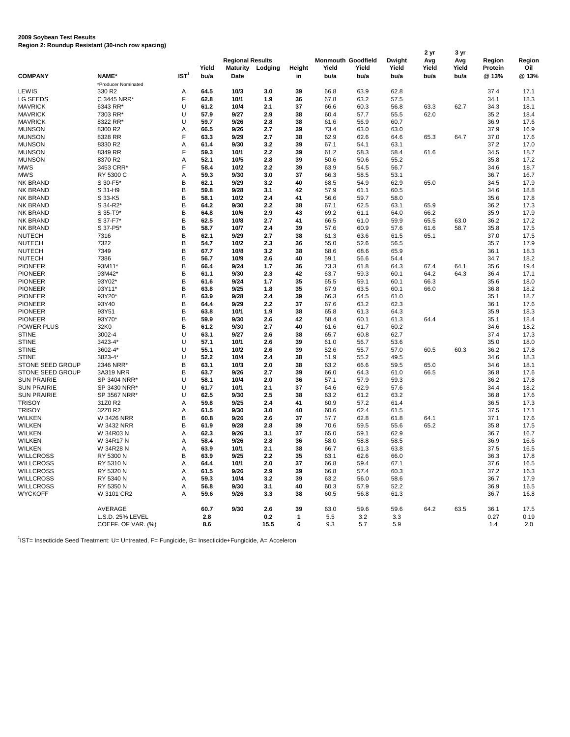**2009 Soybean Test Results**
**Region 2: Roundup Resistant (30-inch row spacing)**

| COMPANY | NAME* | IST[1] | Yield bu/a | Regional Results Maturity Date | Lodging | Height in | Monmouth Yield bu/a | Goodfield Yield bu/a | Dwight Yield bu/a | 2 yr Avg Yield bu/a | 3 yr Avg Yield bu/a | Region Protein @ 13% | Region Oil @ 13% |
|---|---|---|---|---|---|---|---|---|---|---|---|---|---|
| | *Producer Nominated | | | | | | | | | | | | |
| LEWIS | 330 R2 | A | **64.5** | **10/3** | **3.0** | **39** | 66.8 | 63.9 | 62.8 | | | 37.4 | 17.1 |
| LG SEEDS | C 3445 NRR* | F | **62.8** | **10/1** | **1.9** | **36** | 67.8 | 63.2 | 57.5 | | | 34.1 | 18.3 |
| MAVRICK | 6343 RR* | U | **61.2** | **10/4** | **2.1** | **37** | 66.6 | 60.3 | 56.8 | 63.3 | 62.7 | 34.3 | 18.1 |
| MAVRICK | 7303 RR* | U | **57.9** | **9/27** | **2.9** | **38** | 60.4 | 57.7 | 55.5 | 62.0 | | 35.2 | 18.4 |
| MAVRICK | 8322 RR* | U | **59.7** | **9/26** | **2.8** | **38** | 61.6 | 56.9 | 60.7 | | | 36.9 | 17.6 |
| MUNSON | 8300 R2 | A | **66.5** | **9/26** | **2.7** | **39** | 73.4 | 63.0 | 63.0 | | | 37.9 | 16.9 |
| MUNSON | 8328 RR | F | **63.3** | **9/29** | **2.7** | **38** | 62.9 | 62.6 | 64.6 | 65.3 | 64.7 | 37.0 | 17.6 |
| MUNSON | 8330 R2 | A | **61.4** | **9/30** | **3.2** | **39** | 67.1 | 54.1 | 63.1 | | | 37.2 | 17.0 |
| MUNSON | 8349 RR | F | **59.3** | **10/1** | **2.2** | **39** | 61.2 | 58.3 | 58.4 | 61.6 | | 34.5 | 18.7 |
| MUNSON | 8370 R2 | A | **52.1** | **10/5** | **2.8** | **39** | 50.6 | 50.6 | 55.2 | | | 35.8 | 17.2 |
| MWS | 3453 CRR* | F | **58.4** | **10/2** | **2.2** | **39** | 63.9 | 54.5 | 56.7 | | | 34.6 | 18.7 |
| MWS | RY 5300 C | A | **59.3** | **9/30** | **3.0** | **37** | 66.3 | 58.5 | 53.1 | | | 36.7 | 16.7 |
| NK BRAND | S 30-F5* | B | **62.1** | **9/29** | **3.2** | **40** | 68.5 | 54.9 | 62.9 | 65.0 | | 34.5 | 17.9 |
| NK BRAND | S 31-H9 | B | **59.8** | **9/28** | **3.1** | **42** | 57.9 | 61.1 | 60.5 | | | 34.6 | 18.8 |
| NK BRAND | S 33-K5 | B | **58.1** | **10/2** | **2.4** | **41** | 56.6 | 59.7 | 58.0 | | | 35.6 | 17.8 |
| NK BRAND | S 34-R2* | B | **64.2** | **9/30** | **2.2** | **38** | 67.1 | 62.5 | 63.1 | 65.9 | | 36.2 | 17.3 |
| NK BRAND | S 35-T9* | B | **64.8** | **10/6** | **2.9** | **43** | 69.2 | 61.1 | 64.0 | 66.2 | | 35.9 | 17.9 |
| NK BRAND | S 37-F7* | B | **62.5** | **10/8** | **2.7** | **41** | 66.5 | 61.0 | 59.9 | 65.5 | 63.0 | 36.2 | 17.2 |
| NK BRAND | S 37-P5* | B | **58.7** | **10/7** | **2.4** | **39** | 57.6 | 60.9 | 57.6 | 61.6 | 58.7 | 35.8 | 17.5 |
| NUTECH | 7316 | B | **62.1** | **9/29** | **2.7** | **38** | 61.3 | 63.6 | 61.5 | 65.1 | | 37.0 | 17.5 |
| NUTECH | 7322 | B | **54.7** | **10/2** | **2.3** | **36** | 55.0 | 52.6 | 56.5 | | | 35.7 | 17.9 |
| NUTECH | 7349 | B | **67.7** | **10/8** | **3.2** | **38** | 68.6 | 68.6 | 65.9 | | | 36.1 | 18.3 |
| NUTECH | 7386 | B | **56.7** | **10/9** | **2.6** | **40** | 59.1 | 56.6 | 54.4 | | | 34.7 | 18.2 |
| PIONEER | 93M11* | B | **66.4** | **9/24** | **1.7** | **36** | 73.3 | 61.8 | 64.3 | 67.4 | 64.1 | 35.6 | 19.4 |
| PIONEER | 93M42* | B | **61.1** | **9/30** | **2.3** | **42** | 63.7 | 59.3 | 60.1 | 64.2 | 64.3 | 36.4 | 17.1 |
| PIONEER | 93Y02* | B | **61.6** | **9/24** | **1.7** | **35** | 65.5 | 59.1 | 60.1 | 66.3 | | 35.6 | 18.0 |
| PIONEER | 93Y11* | B | **63.8** | **9/25** | **1.8** | **35** | 67.9 | 63.5 | 60.1 | 66.0 | | 36.8 | 18.2 |
| PIONEER | 93Y20* | B | **63.9** | **9/28** | **2.4** | **39** | 66.3 | 64.5 | 61.0 | | | 35.1 | 18.7 |
| PIONEER | 93Y40 | B | **64.4** | **9/29** | **2.2** | **37** | 67.6 | 63.2 | 62.3 | | | 36.1 | 17.6 |
| PIONEER | 93Y51 | B | **63.8** | **10/1** | **1.9** | **38** | 65.8 | 61.3 | 64.3 | | | 35.9 | 18.3 |
| PIONEER | 93Y70* | B | **59.9** | **9/30** | **2.6** | **42** | 58.4 | 60.1 | 61.3 | 64.4 | | 35.1 | 18.4 |
| POWER PLUS | 32K0 | B | **61.2** | **9/30** | **2.7** | **40** | 61.6 | 61.7 | 60.2 | | | 34.6 | 18.2 |
| STINE | 3002-4 | U | **63.1** | **9/27** | **2.6** | **38** | 65.7 | 60.8 | 62.7 | | | 37.4 | 17.3 |
| STINE | 3423-4* | U | **57.1** | **10/1** | **2.6** | **39** | 61.0 | 56.7 | 53.6 | | | 35.0 | 18.0 |
| STINE | 3602-4* | U | **55.1** | **10/2** | **2.6** | **39** | 52.6 | 55.7 | 57.0 | 60.5 | 60.3 | 36.2 | 17.8 |
| STINE | 3823-4* | U | **52.2** | **10/4** | **2.4** | **38** | 51.9 | 55.2 | 49.5 | | | 34.6 | 18.3 |
| STONE SEED GROUP | 2346 NRR* | B | **63.1** | **10/3** | **2.0** | **38** | 63.2 | 66.6 | 59.5 | 65.0 | | 34.6 | 18.1 |
| STONE SEED GROUP | 3A319 NRR | B | **63.7** | **9/26** | **2.7** | **39** | 66.0 | 64.3 | 61.0 | 66.5 | | 36.8 | 17.6 |
| SUN PRAIRIE | SP 3404 NRR* | U | **58.1** | **10/4** | **2.0** | **36** | 57.1 | 57.9 | 59.3 | | | 36.2 | 17.8 |
| SUN PRAIRIE | SP 3430 NRR* | U | **61.7** | **10/1** | **2.1** | **37** | 64.6 | 62.9 | 57.6 | | | 34.4 | 18.2 |
| SUN PRAIRIE | SP 3567 NRR* | U | **62.5** | **9/30** | **2.5** | **38** | 63.2 | 61.2 | 63.2 | | | 36.8 | 17.6 |
| TRISOY | 31Z0 R2 | A | **59.8** | **9/25** | **2.4** | **41** | 60.9 | 57.2 | 61.4 | | | 36.5 | 17.3 |
| TRISOY | 32Z0 R2 | A | **61.5** | **9/30** | **3.0** | **40** | 60.6 | 62.4 | 61.5 | | | 37.5 | 17.1 |
| WILKEN | W 3426 NRR | B | **60.8** | **9/26** | **2.6** | **37** | 57.7 | 62.8 | 61.8 | 64.1 | | 37.1 | 17.6 |
| WILKEN | W 3432 NRR | B | **61.9** | **9/28** | **2.8** | **39** | 70.6 | 59.5 | 55.6 | 65.2 | | 35.8 | 17.5 |
| WILKEN | W 34R03 N | A | **62.3** | **9/26** | **3.1** | **37** | 65.0 | 59.1 | 62.9 | | | 36.7 | 16.7 |
| WILKEN | W 34R17 N | A | **58.4** | **9/26** | **2.8** | **36** | 58.0 | 58.8 | 58.5 | | | 36.9 | 16.6 |
| WILKEN | W 34R28 N | A | **63.9** | **10/1** | **2.1** | **38** | 66.7 | 61.3 | 63.8 | | | 37.5 | 16.5 |
| WILLCROSS | RY 5300 N | B | **63.9** | **9/25** | **2.2** | **35** | 63.1 | 62.6 | 66.0 | | | 36.3 | 17.8 |
| WILLCROSS | RY 5310 N | A | **64.4** | **10/1** | **2.0** | **37** | 66.8 | 59.4 | 67.1 | | | 37.6 | 16.5 |
| WILLCROSS | RY 5320 N | A | **61.5** | **9/26** | **2.9** | **39** | 66.8 | 57.4 | 60.3 | | | 37.2 | 16.3 |
| WILLCROSS | RY 5340 N | A | **59.3** | **10/4** | **3.2** | **39** | 63.2 | 56.0 | 58.6 | | | 36.7 | 17.9 |
| WILLCROSS | RY 5350 N | A | **56.8** | **9/30** | **3.1** | **40** | 60.3 | 57.9 | 52.2 | | | 36.9 | 16.5 |
| WYCKOFF | W 3101 CR2 | A | **59.6** | **9/26** | **3.3** | **38** | 60.5 | 56.8 | 61.3 | | | 36.7 | 16.8 |
| | AVERAGE | | **60.7** | **9/30** | **2.6** | **39** | 63.0 | 59.6 | 59.6 | 64.2 | 63.5 | 36.1 | 17.5 |
| | L.S.D. 25% LEVEL | | **2.8** | | **0.2** | **1** | 5.5 | 3.2 | 3.3 | | | 0.27 | 0.19 |
| | COEFF. OF VAR. (%) | | **8.6** | | **15.5** | **6** | 9.3 | 5.7 | 5.9 | | | 1.4 | 2.0 |

[1]IST= Insecticide Seed Treatment: U= Untreated, F= Fungicide, B= Insecticide+Fungicide, A= Acceleron